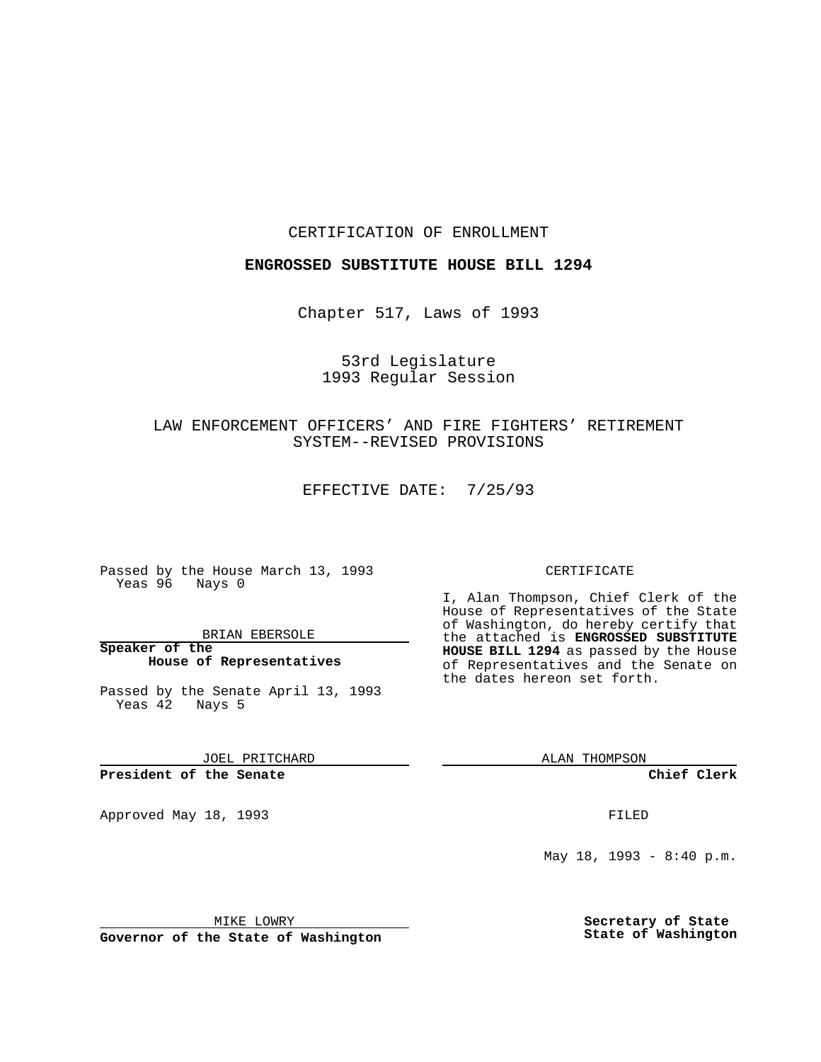CERTIFICATION OF ENROLLMENT

**ENGROSSED SUBSTITUTE HOUSE BILL 1294**

Chapter 517, Laws of 1993

53rd Legislature
1993 Regular Session

LAW ENFORCEMENT OFFICERS' AND FIRE FIGHTERS' RETIREMENT SYSTEM--REVISED PROVISIONS

EFFECTIVE DATE: 7/25/93

Passed by the House March 13, 1993
Yeas 96 Nays 0

BRIAN EBERSOLE
**Speaker of the House of Representatives**

Passed by the Senate April 13, 1993
Yeas 42 Nays 5

JOEL PRITCHARD
**President of the Senate**

Approved May 18, 1993

MIKE LOWRY
**Governor of the State of Washington**

CERTIFICATE

I, Alan Thompson, Chief Clerk of the House of Representatives of the State of Washington, do hereby certify that the attached is **ENGROSSED SUBSTITUTE HOUSE BILL 1294** as passed by the House of Representatives and the Senate on the dates hereon set forth.

ALAN THOMPSON
**Chief Clerk**

FILED

May 18, 1993 - 8:40 p.m.

**Secretary of State**
**State of Washington**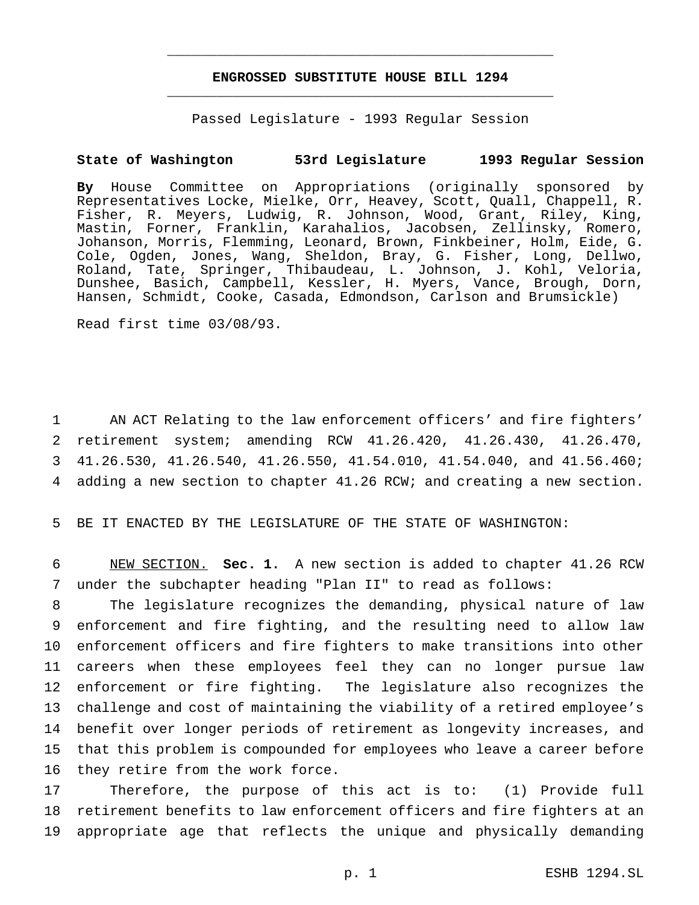# ENGROSSED SUBSTITUTE HOUSE BILL 1294

Passed Legislature - 1993 Regular Session

**State of Washington 53rd Legislature 1993 Regular Session**

**By** House Committee on Appropriations (originally sponsored by Representatives Locke, Mielke, Orr, Heavey, Scott, Quall, Chappell, R. Fisher, R. Meyers, Ludwig, R. Johnson, Wood, Grant, Riley, King, Mastin, Forner, Franklin, Karahalios, Jacobsen, Zellinsky, Romero, Johanson, Morris, Flemming, Leonard, Brown, Finkbeiner, Holm, Eide, G. Cole, Ogden, Jones, Wang, Sheldon, Bray, G. Fisher, Long, Dellwo, Roland, Tate, Springer, Thibaudeau, L. Johnson, J. Kohl, Veloria, Dunshee, Basich, Campbell, Kessler, H. Myers, Vance, Brough, Dorn, Hansen, Schmidt, Cooke, Casada, Edmondson, Carlson and Brumsickle)

Read first time 03/08/93.

1 AN ACT Relating to the law enforcement officers' and fire fighters'
2 retirement system; amending RCW 41.26.420, 41.26.430, 41.26.470,
3 41.26.530, 41.26.540, 41.26.550, 41.54.010, 41.54.040, and 41.56.460;
4 adding a new section to chapter 41.26 RCW; and creating a new section.

5 BE IT ENACTED BY THE LEGISLATURE OF THE STATE OF WASHINGTON:

6 NEW SECTION. **Sec. 1.** A new section is added to chapter 41.26 RCW
7 under the subchapter heading "Plan II" to read as follows:
8 The legislature recognizes the demanding, physical nature of law
9 enforcement and fire fighting, and the resulting need to allow law
10 enforcement officers and fire fighters to make transitions into other
11 careers when these employees feel they can no longer pursue law
12 enforcement or fire fighting. The legislature also recognizes the
13 challenge and cost of maintaining the viability of a retired employee's
14 benefit over longer periods of retirement as longevity increases, and
15 that this problem is compounded for employees who leave a career before
16 they retire from the work force.
17 Therefore, the purpose of this act is to: (1) Provide full
18 retirement benefits to law enforcement officers and fire fighters at an
19 appropriate age that reflects the unique and physically demanding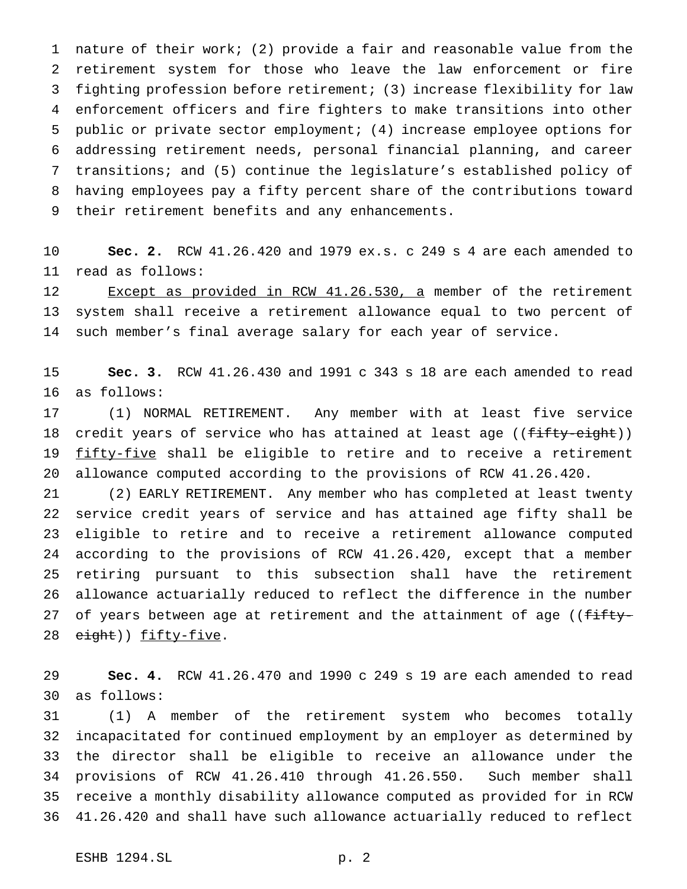nature of their work; (2) provide a fair and reasonable value from the retirement system for those who leave the law enforcement or fire fighting profession before retirement; (3) increase flexibility for law enforcement officers and fire fighters to make transitions into other public or private sector employment; (4) increase employee options for addressing retirement needs, personal financial planning, and career transitions; and (5) continue the legislature's established policy of having employees pay a fifty percent share of the contributions toward their retirement benefits and any enhancements.

**Sec. 2.** RCW 41.26.420 and 1979 ex.s. c 249 s 4 are each amended to read as follows:

Except as provided in RCW 41.26.530, a member of the retirement system shall receive a retirement allowance equal to two percent of such member's final average salary for each year of service.

**Sec. 3.** RCW 41.26.430 and 1991 c 343 s 18 are each amended to read as follows:

(1) NORMAL RETIREMENT. Any member with at least five service credit years of service who has attained at least age ((~~fifty-eight~~)) fifty-five shall be eligible to retire and to receive a retirement allowance computed according to the provisions of RCW 41.26.420.

(2) EARLY RETIREMENT. Any member who has completed at least twenty service credit years of service and has attained age fifty shall be eligible to retire and to receive a retirement allowance computed according to the provisions of RCW 41.26.420, except that a member retiring pursuant to this subsection shall have the retirement allowance actuarially reduced to reflect the difference in the number of years between age at retirement and the attainment of age ((~~fifty-eight~~)) fifty-five.

**Sec. 4.** RCW 41.26.470 and 1990 c 249 s 19 are each amended to read as follows:

(1) A member of the retirement system who becomes totally incapacitated for continued employment by an employer as determined by the director shall be eligible to receive an allowance under the provisions of RCW 41.26.410 through 41.26.550. Such member shall receive a monthly disability allowance computed as provided for in RCW 41.26.420 and shall have such allowance actuarially reduced to reflect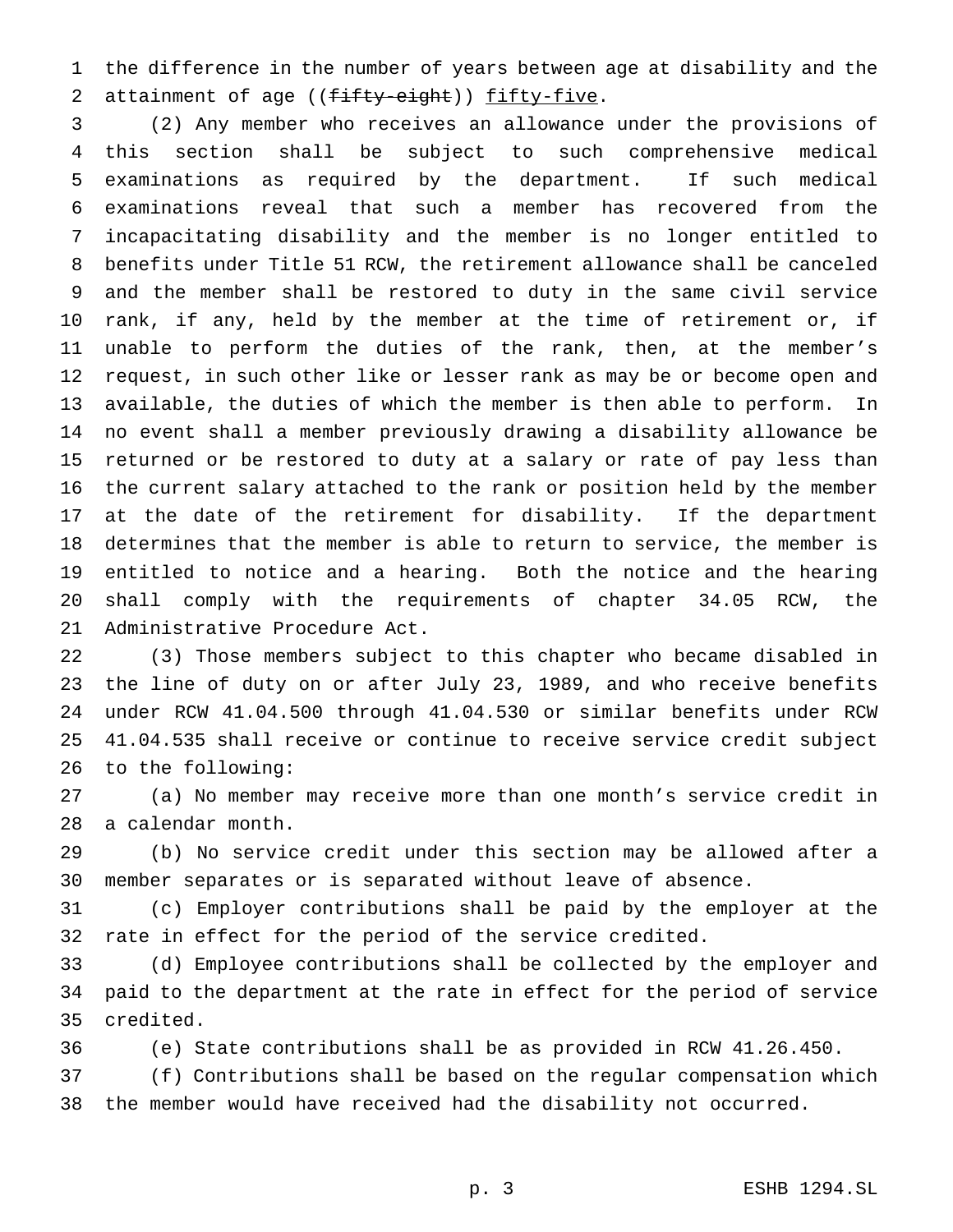the difference in the number of years between age at disability and the attainment of age ((~~fifty-eight~~)) <u>fifty-five</u>.

(2) Any member who receives an allowance under the provisions of this section shall be subject to such comprehensive medical examinations as required by the department. If such medical examinations reveal that such a member has recovered from the incapacitating disability and the member is no longer entitled to benefits under Title 51 RCW, the retirement allowance shall be canceled and the member shall be restored to duty in the same civil service rank, if any, held by the member at the time of retirement or, if unable to perform the duties of the rank, then, at the member's request, in such other like or lesser rank as may be or become open and available, the duties of which the member is then able to perform. In no event shall a member previously drawing a disability allowance be returned or be restored to duty at a salary or rate of pay less than the current salary attached to the rank or position held by the member at the date of the retirement for disability. If the department determines that the member is able to return to service, the member is entitled to notice and a hearing. Both the notice and the hearing shall comply with the requirements of chapter 34.05 RCW, the Administrative Procedure Act.

(3) Those members subject to this chapter who became disabled in the line of duty on or after July 23, 1989, and who receive benefits under RCW 41.04.500 through 41.04.530 or similar benefits under RCW 41.04.535 shall receive or continue to receive service credit subject to the following:

(a) No member may receive more than one month's service credit in a calendar month.

(b) No service credit under this section may be allowed after a member separates or is separated without leave of absence.

(c) Employer contributions shall be paid by the employer at the rate in effect for the period of the service credited.

(d) Employee contributions shall be collected by the employer and paid to the department at the rate in effect for the period of service credited.

(e) State contributions shall be as provided in RCW 41.26.450.

(f) Contributions shall be based on the regular compensation which the member would have received had the disability not occurred.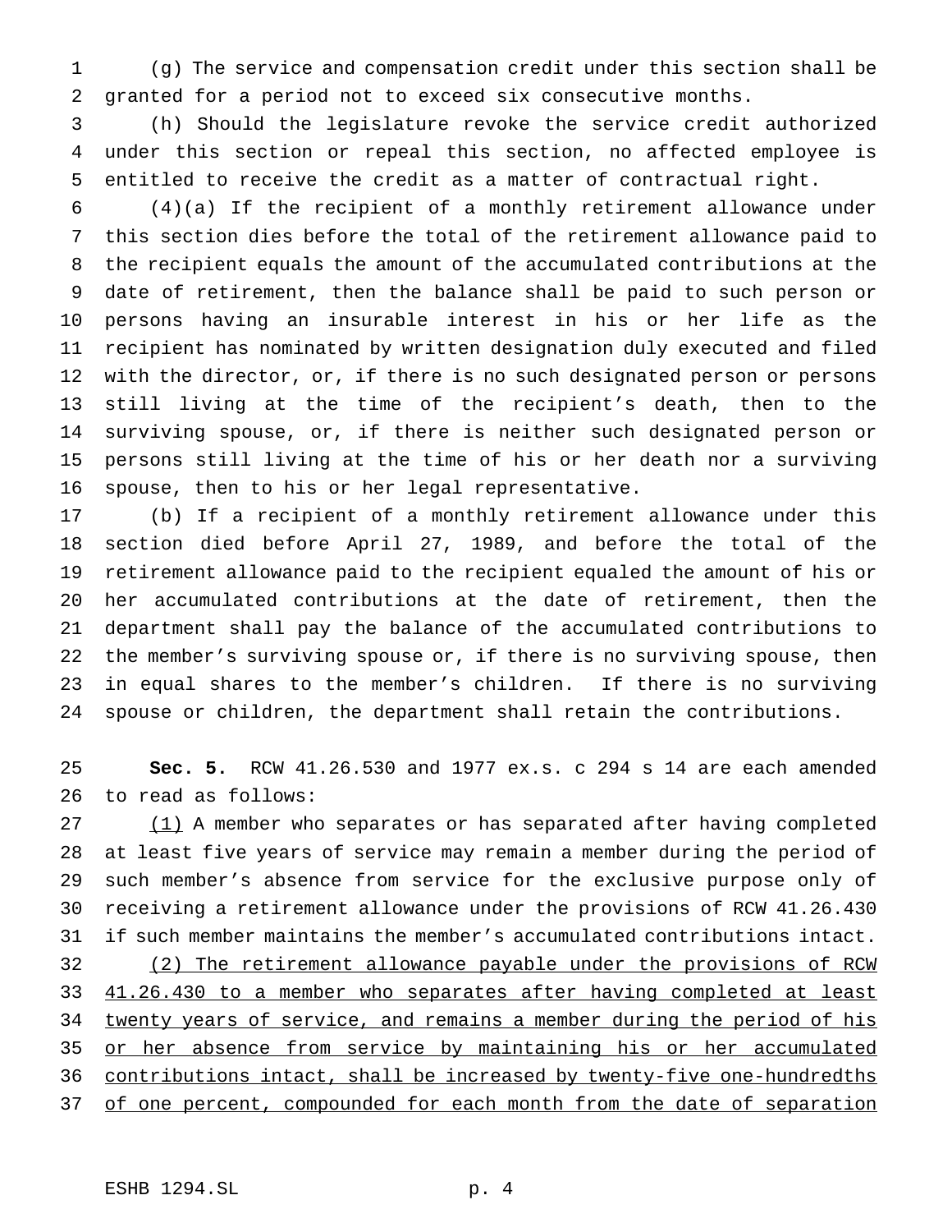(g) The service and compensation credit under this section shall be granted for a period not to exceed six consecutive months.

(h) Should the legislature revoke the service credit authorized under this section or repeal this section, no affected employee is entitled to receive the credit as a matter of contractual right.

(4)(a) If the recipient of a monthly retirement allowance under this section dies before the total of the retirement allowance paid to the recipient equals the amount of the accumulated contributions at the date of retirement, then the balance shall be paid to such person or persons having an insurable interest in his or her life as the recipient has nominated by written designation duly executed and filed with the director, or, if there is no such designated person or persons still living at the time of the recipient's death, then to the surviving spouse, or, if there is neither such designated person or persons still living at the time of his or her death nor a surviving spouse, then to his or her legal representative.

(b) If a recipient of a monthly retirement allowance under this section died before April 27, 1989, and before the total of the retirement allowance paid to the recipient equaled the amount of his or her accumulated contributions at the date of retirement, then the department shall pay the balance of the accumulated contributions to the member's surviving spouse or, if there is no surviving spouse, then in equal shares to the member's children. If there is no surviving spouse or children, the department shall retain the contributions.

**Sec. 5.** RCW 41.26.530 and 1977 ex.s. c 294 s 14 are each amended to read as follows:

<u>(1)</u> A member who separates or has separated after having completed at least five years of service may remain a member during the period of such member's absence from service for the exclusive purpose only of receiving a retirement allowance under the provisions of RCW 41.26.430 if such member maintains the member's accumulated contributions intact.

<u>(2) The retirement allowance payable under the provisions of RCW 41.26.430 to a member who separates after having completed at least twenty years of service, and remains a member during the period of his or her absence from service by maintaining his or her accumulated contributions intact, shall be increased by twenty-five one-hundredths of one percent, compounded for each month from the date of separation</u>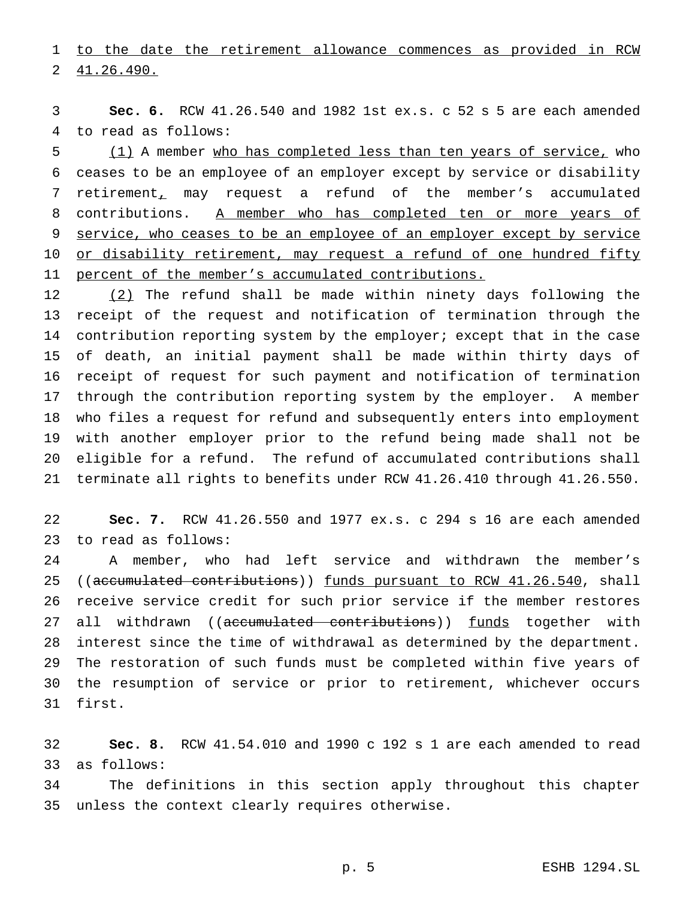to the date the retirement allowance commences as provided in RCW 41.26.490.

**Sec. 6.** RCW 41.26.540 and 1982 1st ex.s. c 52 s 5 are each amended to read as follows:

(1) A member who has completed less than ten years of service, who ceases to be an employee of an employer except by service or disability retirement, may request a refund of the member's accumulated contributions. A member who has completed ten or more years of service, who ceases to be an employee of an employer except by service or disability retirement, may request a refund of one hundred fifty percent of the member's accumulated contributions.

(2) The refund shall be made within ninety days following the receipt of the request and notification of termination through the contribution reporting system by the employer; except that in the case of death, an initial payment shall be made within thirty days of receipt of request for such payment and notification of termination through the contribution reporting system by the employer. A member who files a request for refund and subsequently enters into employment with another employer prior to the refund being made shall not be eligible for a refund. The refund of accumulated contributions shall terminate all rights to benefits under RCW 41.26.410 through 41.26.550.

**Sec. 7.** RCW 41.26.550 and 1977 ex.s. c 294 s 16 are each amended to read as follows:

A member, who had left service and withdrawn the member's ((~~accumulated contributions~~)) funds pursuant to RCW 41.26.540, shall receive service credit for such prior service if the member restores all withdrawn ((~~accumulated contributions~~)) funds together with interest since the time of withdrawal as determined by the department. The restoration of such funds must be completed within five years of the resumption of service or prior to retirement, whichever occurs first.

**Sec. 8.** RCW 41.54.010 and 1990 c 192 s 1 are each amended to read as follows:

The definitions in this section apply throughout this chapter unless the context clearly requires otherwise.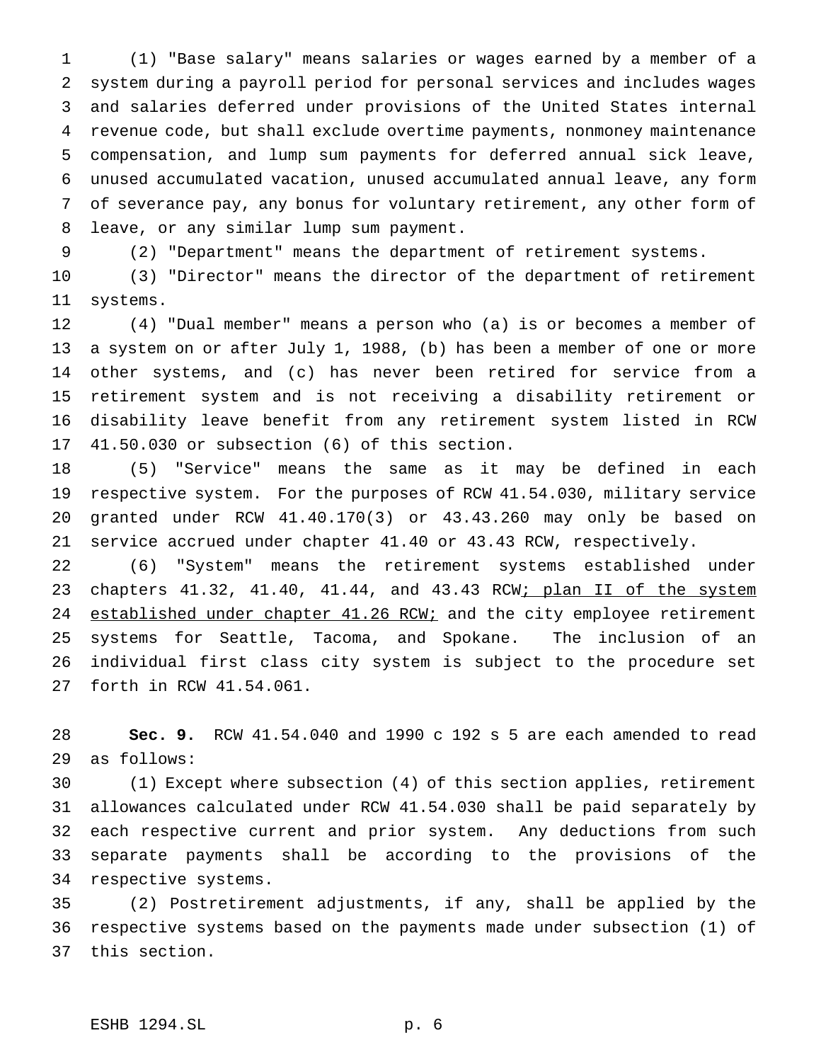(1) "Base salary" means salaries or wages earned by a member of a system during a payroll period for personal services and includes wages and salaries deferred under provisions of the United States internal revenue code, but shall exclude overtime payments, nonmoney maintenance compensation, and lump sum payments for deferred annual sick leave, unused accumulated vacation, unused accumulated annual leave, any form of severance pay, any bonus for voluntary retirement, any other form of leave, or any similar lump sum payment.

(2) "Department" means the department of retirement systems.

(3) "Director" means the director of the department of retirement systems.

(4) "Dual member" means a person who (a) is or becomes a member of a system on or after July 1, 1988, (b) has been a member of one or more other systems, and (c) has never been retired for service from a retirement system and is not receiving a disability retirement or disability leave benefit from any retirement system listed in RCW 41.50.030 or subsection (6) of this section.

(5) "Service" means the same as it may be defined in each respective system. For the purposes of RCW 41.54.030, military service granted under RCW 41.40.170(3) or 43.43.260 may only be based on service accrued under chapter 41.40 or 43.43 RCW, respectively.

(6) "System" means the retirement systems established under chapters 41.32, 41.40, 41.44, and 43.43 RCW<u>; plan II of the system established under chapter 41.26 RCW;</u> and the city employee retirement systems for Seattle, Tacoma, and Spokane. The inclusion of an individual first class city system is subject to the procedure set forth in RCW 41.54.061.

**Sec. 9.** RCW 41.54.040 and 1990 c 192 s 5 are each amended to read as follows:

(1) Except where subsection (4) of this section applies, retirement allowances calculated under RCW 41.54.030 shall be paid separately by each respective current and prior system. Any deductions from such separate payments shall be according to the provisions of the respective systems.

(2) Postretirement adjustments, if any, shall be applied by the respective systems based on the payments made under subsection (1) of this section.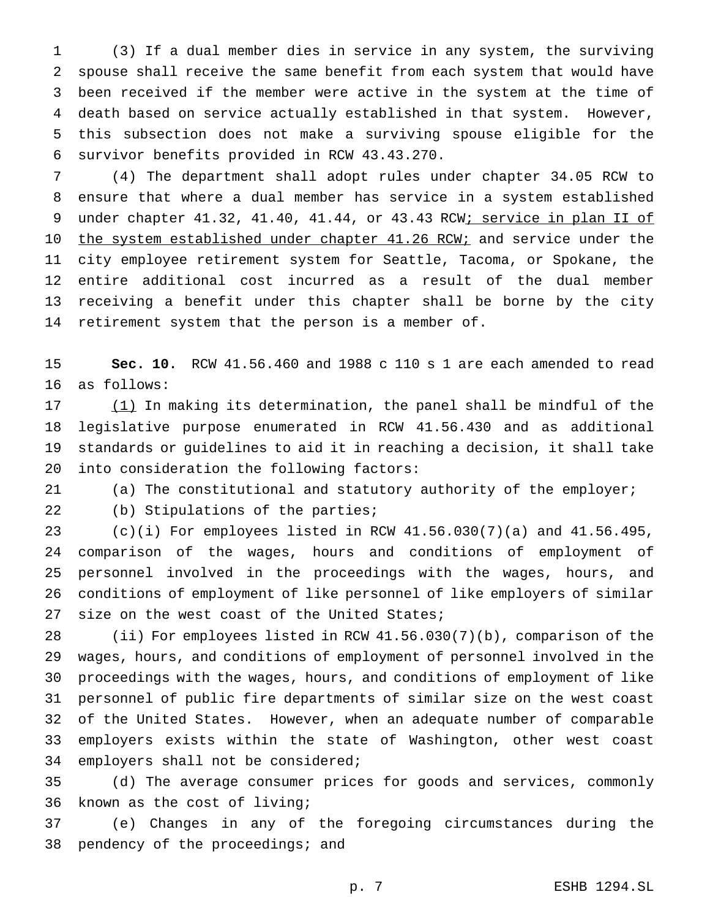(3) If a dual member dies in service in any system, the surviving spouse shall receive the same benefit from each system that would have been received if the member were active in the system at the time of death based on service actually established in that system. However, this subsection does not make a surviving spouse eligible for the survivor benefits provided in RCW 43.43.270.

(4) The department shall adopt rules under chapter 34.05 RCW to ensure that where a dual member has service in a system established under chapter 41.32, 41.40, 41.44, or 43.43 RCW<u>; service in plan II of the system established under chapter 41.26 RCW;</u> and service under the city employee retirement system for Seattle, Tacoma, or Spokane, the entire additional cost incurred as a result of the dual member receiving a benefit under this chapter shall be borne by the city retirement system that the person is a member of.

**Sec. 10.** RCW 41.56.460 and 1988 c 110 s 1 are each amended to read as follows:

<u>(1)</u> In making its determination, the panel shall be mindful of the legislative purpose enumerated in RCW 41.56.430 and as additional standards or guidelines to aid it in reaching a decision, it shall take into consideration the following factors:

(a) The constitutional and statutory authority of the employer;

(b) Stipulations of the parties;

(c)(i) For employees listed in RCW 41.56.030(7)(a) and 41.56.495, comparison of the wages, hours and conditions of employment of personnel involved in the proceedings with the wages, hours, and conditions of employment of like personnel of like employers of similar size on the west coast of the United States;

(ii) For employees listed in RCW 41.56.030(7)(b), comparison of the wages, hours, and conditions of employment of personnel involved in the proceedings with the wages, hours, and conditions of employment of like personnel of public fire departments of similar size on the west coast of the United States. However, when an adequate number of comparable employers exists within the state of Washington, other west coast employers shall not be considered;

(d) The average consumer prices for goods and services, commonly known as the cost of living;

(e) Changes in any of the foregoing circumstances during the pendency of the proceedings; and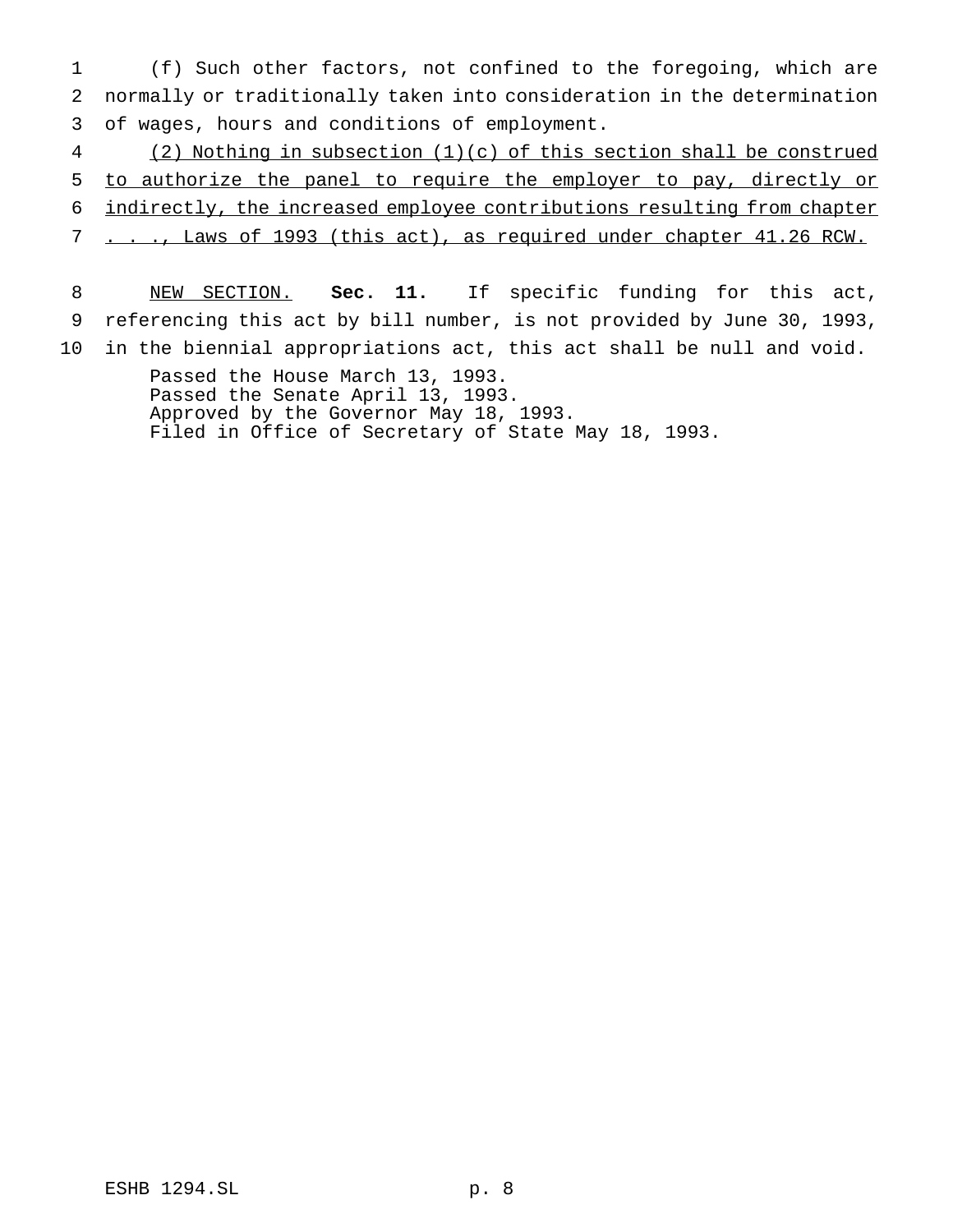(f) Such other factors, not confined to the foregoing, which are normally or traditionally taken into consideration in the determination of wages, hours and conditions of employment.

<u>(2) Nothing in subsection (1)(c) of this section shall be construed to authorize the panel to require the employer to pay, directly or indirectly, the increased employee contributions resulting from chapter . . ., Laws of 1993 (this act), as required under chapter 41.26 RCW.</u>

<u>NEW SECTION.</u> **Sec. 11.** If specific funding for this act, referencing this act by bill number, is not provided by June 30, 1993, in the biennial appropriations act, this act shall be null and void.

Passed the House March 13, 1993.
Passed the Senate April 13, 1993.
Approved by the Governor May 18, 1993.
Filed in Office of Secretary of State May 18, 1993.